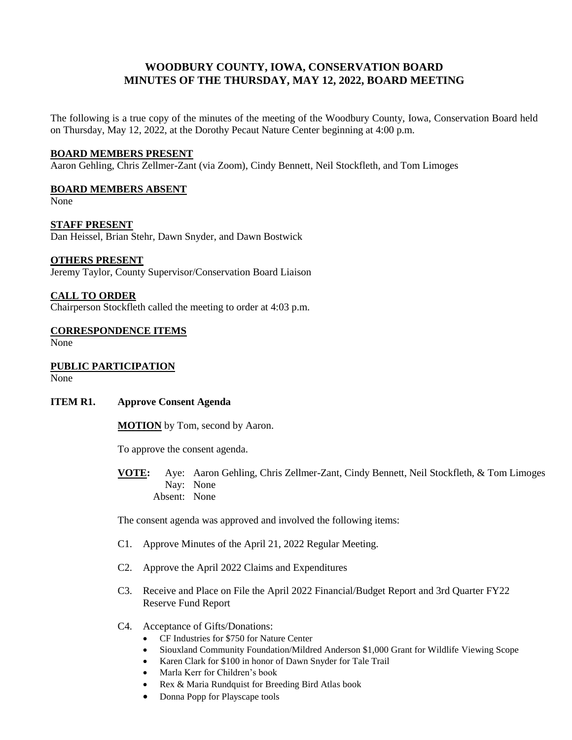# WOODBURY COUNTY, IOWA, CONSERVATION BOARD
# MINUTES OF THE THURSDAY, MAY 12, 2022, BOARD MEETING

The following is a true copy of the minutes of the meeting of the Woodbury County, Iowa, Conservation Board held on Thursday, May 12, 2022, at the Dorothy Pecaut Nature Center beginning at 4:00 p.m.

**BOARD MEMBERS PRESENT**

Aaron Gehling, Chris Zellmer-Zant (via Zoom), Cindy Bennett, Neil Stockfleth, and Tom Limoges

**BOARD MEMBERS ABSENT**

None

**STAFF PRESENT**

Dan Heissel, Brian Stehr, Dawn Snyder, and Dawn Bostwick

**OTHERS PRESENT**

Jeremy Taylor, County Supervisor/Conservation Board Liaison

**CALL TO ORDER**

Chairperson Stockfleth called the meeting to order at 4:03 p.m.

**CORRESPONDENCE ITEMS**

None

**PUBLIC PARTICIPATION**

None

**ITEM R1. Approve Consent Agenda**

**MOTION** by Tom, second by Aaron.

To approve the consent agenda.

**VOTE:** Aye: Aaron Gehling, Chris Zellmer-Zant, Cindy Bennett, Neil Stockfleth, & Tom Limoges
Nay: None
Absent: None

The consent agenda was approved and involved the following items:

C1. Approve Minutes of the April 21, 2022 Regular Meeting.

C2. Approve the April 2022 Claims and Expenditures

C3. Receive and Place on File the April 2022 Financial/Budget Report and 3rd Quarter FY22 Reserve Fund Report

C4. Acceptance of Gifts/Donations:

- CF Industries for $750 for Nature Center
- Siouxland Community Foundation/Mildred Anderson $1,000 Grant for Wildlife Viewing Scope
- Karen Clark for $100 in honor of Dawn Snyder for Tale Trail
- Marla Kerr for Children's book
- Rex & Maria Rundquist for Breeding Bird Atlas book
- Donna Popp for Playscape tools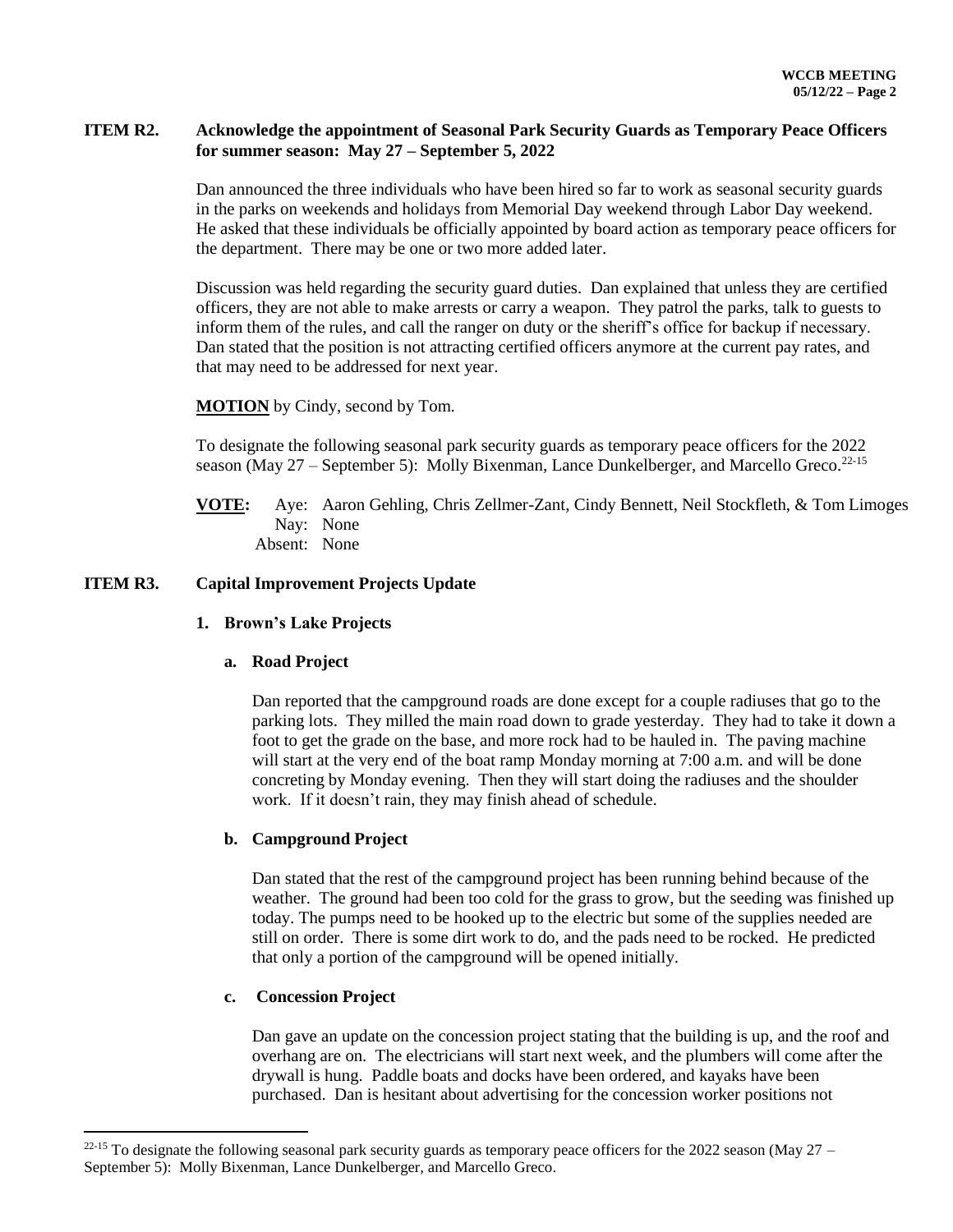## ITEM R2. Acknowledge the appointment of Seasonal Park Security Guards as Temporary Peace Officers for summer season: May 27 – September 5, 2022

Dan announced the three individuals who have been hired so far to work as seasonal security guards in the parks on weekends and holidays from Memorial Day weekend through Labor Day weekend. He asked that these individuals be officially appointed by board action as temporary peace officers for the department. There may be one or two more added later.

Discussion was held regarding the security guard duties. Dan explained that unless they are certified officers, they are not able to make arrests or carry a weapon. They patrol the parks, talk to guests to inform them of the rules, and call the ranger on duty or the sheriff's office for backup if necessary. Dan stated that the position is not attracting certified officers anymore at the current pay rates, and that may need to be addressed for next year.

**MOTION** by Cindy, second by Tom.

To designate the following seasonal park security guards as temporary peace officers for the 2022 season (May 27 – September 5): Molly Bixenman, Lance Dunkelberger, and Marcello Greco.[22-15]

**VOTE:** Aye: Aaron Gehling, Chris Zellmer-Zant, Cindy Bennett, Neil Stockfleth, & Tom Limoges
Nay: None
Absent: None

## ITEM R3. Capital Improvement Projects Update

### 1. Brown's Lake Projects

#### a. Road Project

Dan reported that the campground roads are done except for a couple radiuses that go to the parking lots. They milled the main road down to grade yesterday. They had to take it down a foot to get the grade on the base, and more rock had to be hauled in. The paving machine will start at the very end of the boat ramp Monday morning at 7:00 a.m. and will be done concreting by Monday evening. Then they will start doing the radiuses and the shoulder work. If it doesn't rain, they may finish ahead of schedule.

#### b. Campground Project

Dan stated that the rest of the campground project has been running behind because of the weather. The ground had been too cold for the grass to grow, but the seeding was finished up today. The pumps need to be hooked up to the electric but some of the supplies needed are still on order. There is some dirt work to do, and the pads need to be rocked. He predicted that only a portion of the campground will be opened initially.

#### c. Concession Project

Dan gave an update on the concession project stating that the building is up, and the roof and overhang are on. The electricians will start next week, and the plumbers will come after the drywall is hung. Paddle boats and docks have been ordered, and kayaks have been purchased. Dan is hesitant about advertising for the concession worker positions not

---

[22-15] To designate the following seasonal park security guards as temporary peace officers for the 2022 season (May 27 – September 5): Molly Bixenman, Lance Dunkelberger, and Marcello Greco.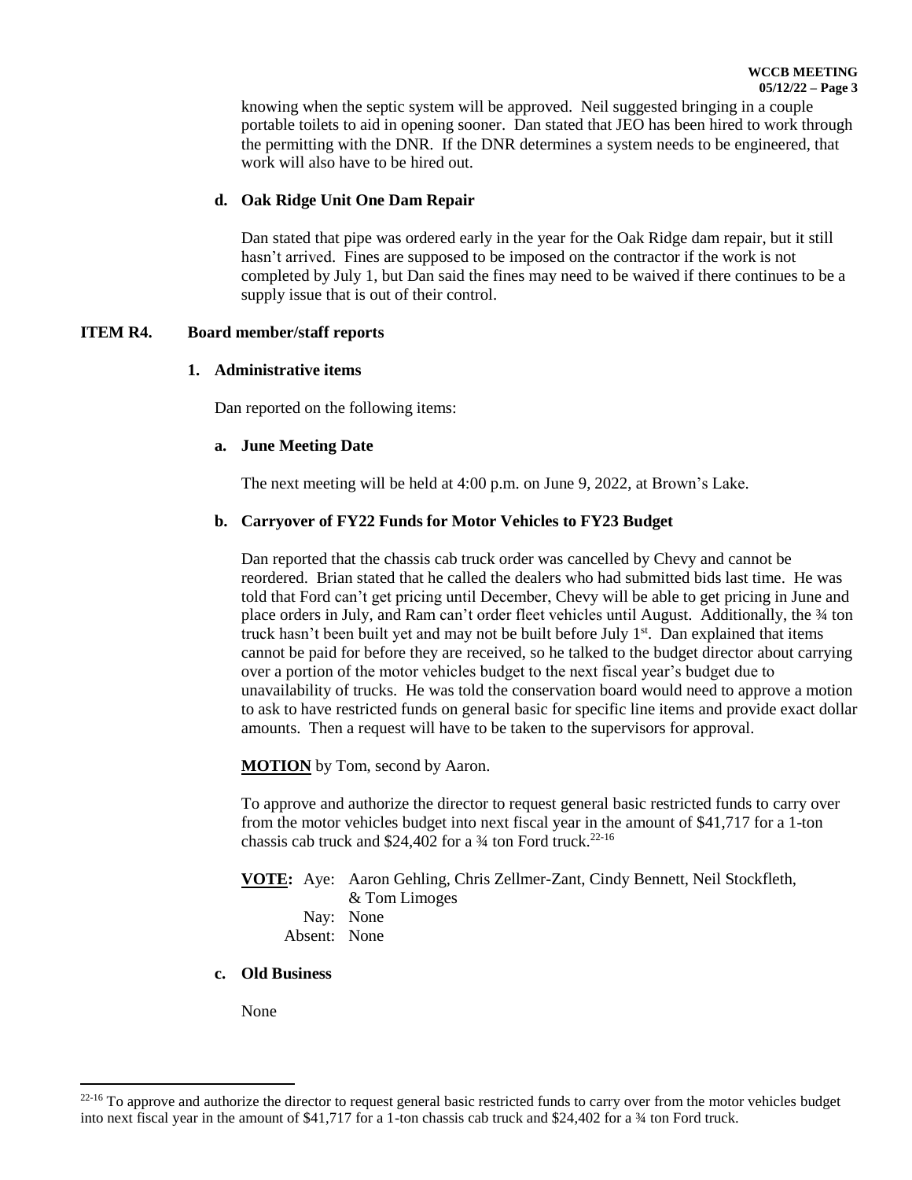knowing when the septic system will be approved. Neil suggested bringing in a couple portable toilets to aid in opening sooner. Dan stated that JEO has been hired to work through the permitting with the DNR. If the DNR determines a system needs to be engineered, that work will also have to be hired out.

**d. Oak Ridge Unit One Dam Repair**

Dan stated that pipe was ordered early in the year for the Oak Ridge dam repair, but it still hasn't arrived. Fines are supposed to be imposed on the contractor if the work is not completed by July 1, but Dan said the fines may need to be waived if there continues to be a supply issue that is out of their control.

## ITEM R4. Board member/staff reports

### 1. Administrative items

Dan reported on the following items:

**a. June Meeting Date**

The next meeting will be held at 4:00 p.m. on June 9, 2022, at Brown's Lake.

**b. Carryover of FY22 Funds for Motor Vehicles to FY23 Budget**

Dan reported that the chassis cab truck order was cancelled by Chevy and cannot be reordered. Brian stated that he called the dealers who had submitted bids last time. He was told that Ford can't get pricing until December, Chevy will be able to get pricing in June and place orders in July, and Ram can't order fleet vehicles until August. Additionally, the ¾ ton truck hasn't been built yet and may not be built before July 1st. Dan explained that items cannot be paid for before they are received, so he talked to the budget director about carrying over a portion of the motor vehicles budget to the next fiscal year's budget due to unavailability of trucks. He was told the conservation board would need to approve a motion to ask to have restricted funds on general basic for specific line items and provide exact dollar amounts. Then a request will have to be taken to the supervisors for approval.

**MOTION** by Tom, second by Aaron.

To approve and authorize the director to request general basic restricted funds to carry over from the motor vehicles budget into next fiscal year in the amount of $41,717 for a 1-ton chassis cab truck and $24,402 for a ¾ ton Ford truck.[22-16]

**VOTE:** Aye: Aaron Gehling, Chris Zellmer-Zant, Cindy Bennett, Neil Stockfleth, & Tom Limoges
Nay: None
Absent: None

**c. Old Business**

None

---

[22-16] To approve and authorize the director to request general basic restricted funds to carry over from the motor vehicles budget into next fiscal year in the amount of $41,717 for a 1-ton chassis cab truck and $24,402 for a ¾ ton Ford truck.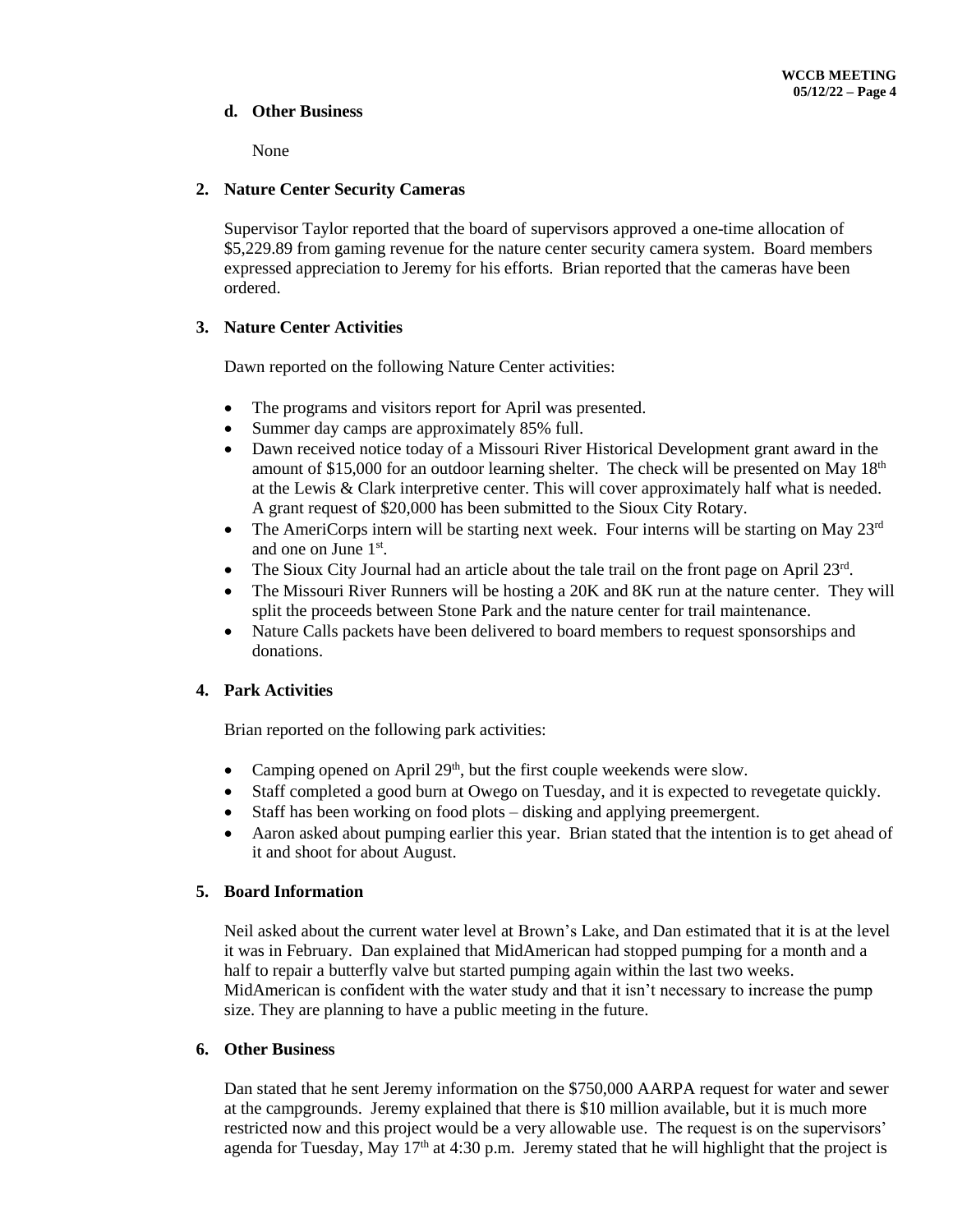**d. Other Business**

None

**2. Nature Center Security Cameras**

Supervisor Taylor reported that the board of supervisors approved a one-time allocation of $5,229.89 from gaming revenue for the nature center security camera system. Board members expressed appreciation to Jeremy for his efforts. Brian reported that the cameras have been ordered.

**3. Nature Center Activities**

Dawn reported on the following Nature Center activities:

- The programs and visitors report for April was presented.
- Summer day camps are approximately 85% full.
- Dawn received notice today of a Missouri River Historical Development grant award in the amount of $15,000 for an outdoor learning shelter. The check will be presented on May 18th at the Lewis & Clark interpretive center. This will cover approximately half what is needed. A grant request of $20,000 has been submitted to the Sioux City Rotary.
- The AmeriCorps intern will be starting next week. Four interns will be starting on May 23rd and one on June 1st.
- The Sioux City Journal had an article about the tale trail on the front page on April 23rd.
- The Missouri River Runners will be hosting a 20K and 8K run at the nature center. They will split the proceeds between Stone Park and the nature center for trail maintenance.
- Nature Calls packets have been delivered to board members to request sponsorships and donations.

**4. Park Activities**

Brian reported on the following park activities:

- Camping opened on April 29th, but the first couple weekends were slow.
- Staff completed a good burn at Owego on Tuesday, and it is expected to revegetate quickly.
- Staff has been working on food plots – disking and applying preemergent.
- Aaron asked about pumping earlier this year. Brian stated that the intention is to get ahead of it and shoot for about August.

**5. Board Information**

Neil asked about the current water level at Brown's Lake, and Dan estimated that it is at the level it was in February. Dan explained that MidAmerican had stopped pumping for a month and a half to repair a butterfly valve but started pumping again within the last two weeks. MidAmerican is confident with the water study and that it isn't necessary to increase the pump size. They are planning to have a public meeting in the future.

**6. Other Business**

Dan stated that he sent Jeremy information on the $750,000 AARPA request for water and sewer at the campgrounds. Jeremy explained that there is $10 million available, but it is much more restricted now and this project would be a very allowable use. The request is on the supervisors' agenda for Tuesday, May 17th at 4:30 p.m. Jeremy stated that he will highlight that the project is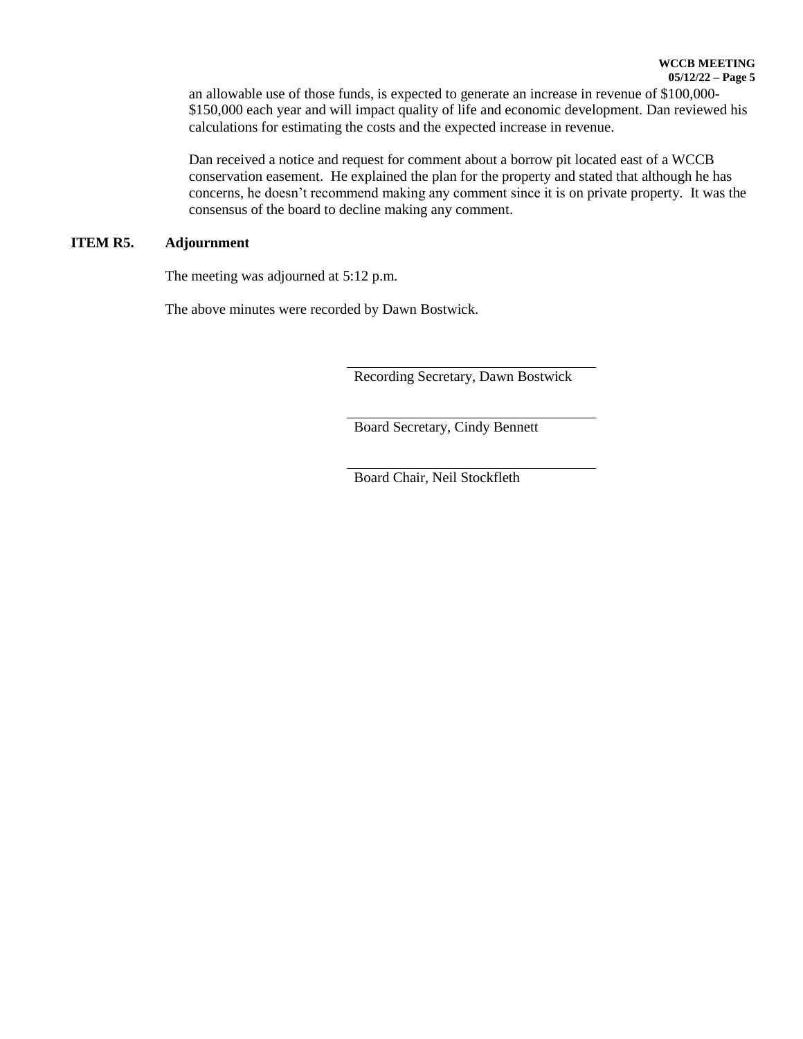an allowable use of those funds, is expected to generate an increase in revenue of $100,000-$150,000 each year and will impact quality of life and economic development. Dan reviewed his calculations for estimating the costs and the expected increase in revenue.

Dan received a notice and request for comment about a borrow pit located east of a WCCB conservation easement. He explained the plan for the property and stated that although he has concerns, he doesn't recommend making any comment since it is on private property. It was the consensus of the board to decline making any comment.

**ITEM R5. Adjournment**

The meeting was adjourned at 5:12 p.m.

The above minutes were recorded by Dawn Bostwick.

Recording Secretary, Dawn Bostwick

Board Secretary, Cindy Bennett

Board Chair, Neil Stockfleth